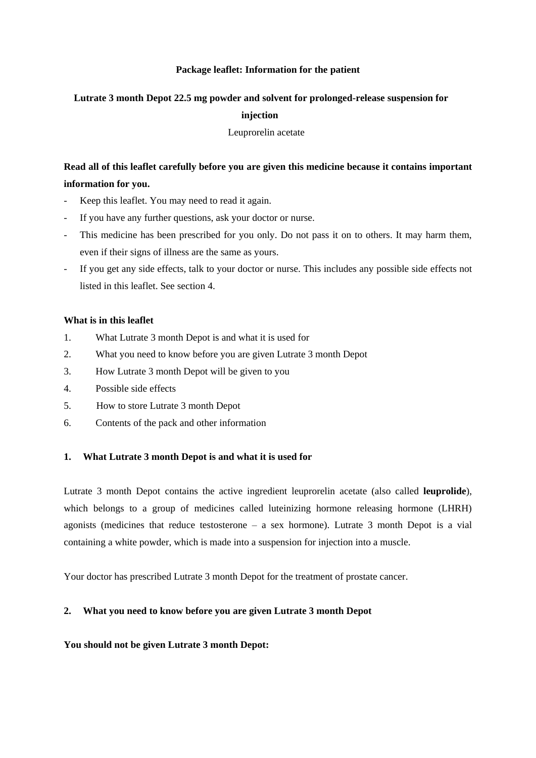**Package leaflet: Information for the patient**

**Lutrate 3 month Depot 22.5 mg powder and solvent for prolonged-release suspension for injection**

Leuprorelin acetate

**Read all of this leaflet carefully before you are given this medicine because it contains important information for you.**

- Keep this leaflet. You may need to read it again.
- If you have any further questions, ask your doctor or nurse.
- This medicine has been prescribed for you only. Do not pass it on to others. It may harm them, even if their signs of illness are the same as yours.
- If you get any side effects, talk to your doctor or nurse. This includes any possible side effects not listed in this leaflet. See section 4.

**What is in this leaflet**

1. What Lutrate 3 month Depot is and what it is used for
2. What you need to know before you are given Lutrate 3 month Depot
3. How Lutrate 3 month Depot will be given to you
4. Possible side effects
5. How to store Lutrate 3 month Depot
6. Contents of the pack and other information

## 1. What Lutrate 3 month Depot is and what it is used for

Lutrate 3 month Depot contains the active ingredient leuprorelin acetate (also called **leuprolide**), which belongs to a group of medicines called luteinizing hormone releasing hormone (LHRH) agonists (medicines that reduce testosterone – a sex hormone). Lutrate 3 month Depot is a vial containing a white powder, which is made into a suspension for injection into a muscle.

Your doctor has prescribed Lutrate 3 month Depot for the treatment of prostate cancer.

## 2. What you need to know before you are given Lutrate 3 month Depot

**You should not be given Lutrate 3 month Depot:**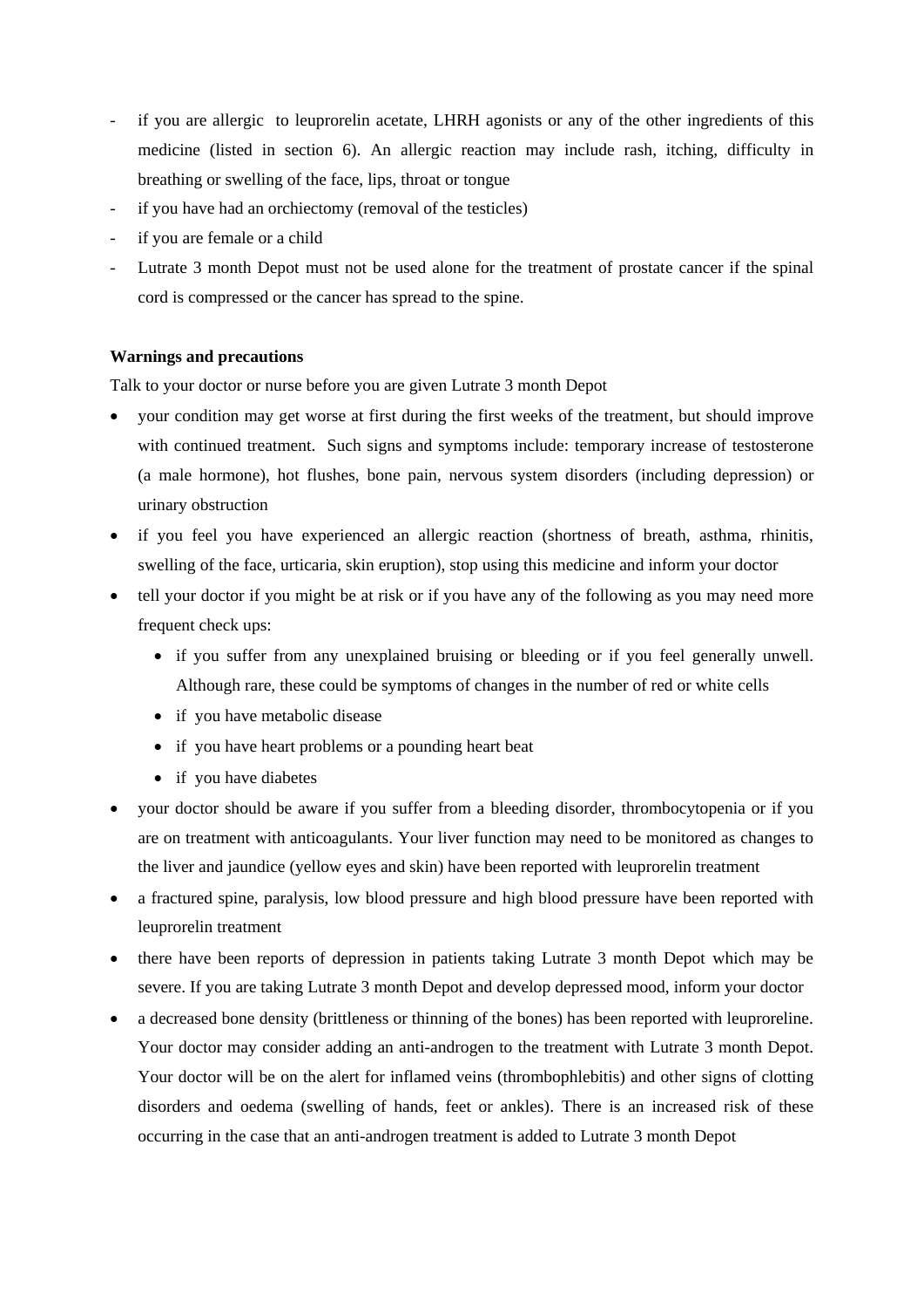- if you are allergic to leuprorelin acetate, LHRH agonists or any of the other ingredients of this medicine (listed in section 6). An allergic reaction may include rash, itching, difficulty in breathing or swelling of the face, lips, throat or tongue
- if you have had an orchiectomy (removal of the testicles)
- if you are female or a child
- Lutrate 3 month Depot must not be used alone for the treatment of prostate cancer if the spinal cord is compressed or the cancer has spread to the spine.

**Warnings and precautions**

Talk to your doctor or nurse before you are given Lutrate 3 month Depot

- your condition may get worse at first during the first weeks of the treatment, but should improve with continued treatment. Such signs and symptoms include: temporary increase of testosterone (a male hormone), hot flushes, bone pain, nervous system disorders (including depression) or urinary obstruction
- if you feel you have experienced an allergic reaction (shortness of breath, asthma, rhinitis, swelling of the face, urticaria, skin eruption), stop using this medicine and inform your doctor
- tell your doctor if you might be at risk or if you have any of the following as you may need more frequent check ups:
    - if you suffer from any unexplained bruising or bleeding or if you feel generally unwell. Although rare, these could be symptoms of changes in the number of red or white cells
    - if you have metabolic disease
    - if you have heart problems or a pounding heart beat
    - if you have diabetes
- your doctor should be aware if you suffer from a bleeding disorder, thrombocytopenia or if you are on treatment with anticoagulants. Your liver function may need to be monitored as changes to the liver and jaundice (yellow eyes and skin) have been reported with leuprorelin treatment
- a fractured spine, paralysis, low blood pressure and high blood pressure have been reported with leuprorelin treatment
- there have been reports of depression in patients taking Lutrate 3 month Depot which may be severe. If you are taking Lutrate 3 month Depot and develop depressed mood, inform your doctor
- a decreased bone density (brittleness or thinning of the bones) has been reported with leuproreline. Your doctor may consider adding an anti-androgen to the treatment with Lutrate 3 month Depot. Your doctor will be on the alert for inflamed veins (thrombophlebitis) and other signs of clotting disorders and oedema (swelling of hands, feet or ankles). There is an increased risk of these occurring in the case that an anti-androgen treatment is added to Lutrate 3 month Depot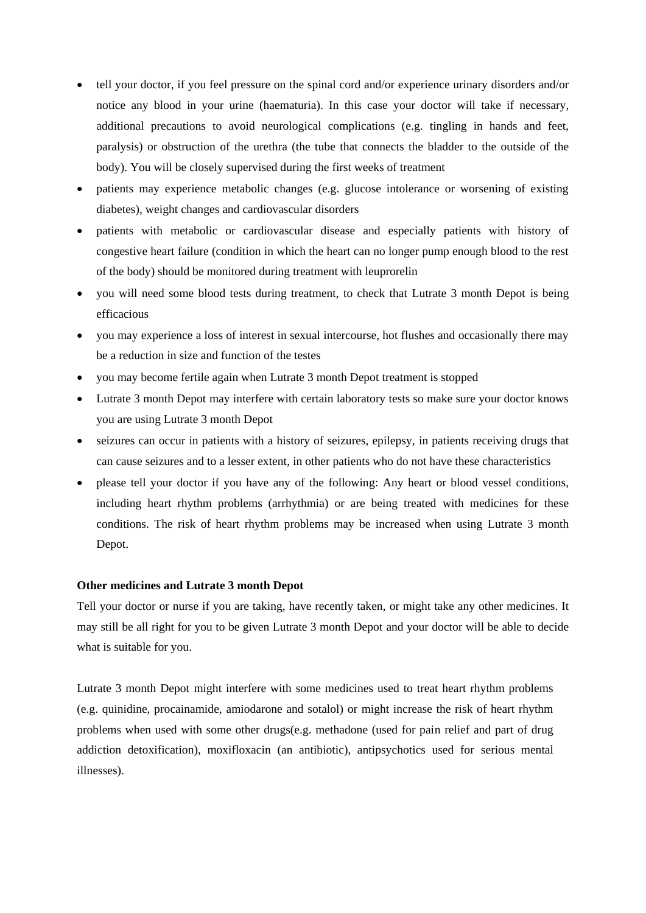- tell your doctor, if you feel pressure on the spinal cord and/or experience urinary disorders and/or notice any blood in your urine (haematuria). In this case your doctor will take if necessary, additional precautions to avoid neurological complications (e.g. tingling in hands and feet, paralysis) or obstruction of the urethra (the tube that connects the bladder to the outside of the body). You will be closely supervised during the first weeks of treatment
- patients may experience metabolic changes (e.g. glucose intolerance or worsening of existing diabetes), weight changes and cardiovascular disorders
- patients with metabolic or cardiovascular disease and especially patients with history of congestive heart failure (condition in which the heart can no longer pump enough blood to the rest of the body) should be monitored during treatment with leuprorelin
- you will need some blood tests during treatment, to check that Lutrate 3 month Depot is being efficacious
- you may experience a loss of interest in sexual intercourse, hot flushes and occasionally there may be a reduction in size and function of the testes
- you may become fertile again when Lutrate 3 month Depot treatment is stopped
- Lutrate 3 month Depot may interfere with certain laboratory tests so make sure your doctor knows you are using Lutrate 3 month Depot
- seizures can occur in patients with a history of seizures, epilepsy, in patients receiving drugs that can cause seizures and to a lesser extent, in other patients who do not have these characteristics
- please tell your doctor if you have any of the following: Any heart or blood vessel conditions, including heart rhythm problems (arrhythmia) or are being treated with medicines for these conditions. The risk of heart rhythm problems may be increased when using Lutrate 3 month Depot.

**Other medicines and Lutrate 3 month Depot**

Tell your doctor or nurse if you are taking, have recently taken, or might take any other medicines. It may still be all right for you to be given Lutrate 3 month Depot and your doctor will be able to decide what is suitable for you.

Lutrate 3 month Depot might interfere with some medicines used to treat heart rhythm problems (e.g. quinidine, procainamide, amiodarone and sotalol) or might increase the risk of heart rhythm problems when used with some other drugs(e.g. methadone (used for pain relief and part of drug addiction detoxification), moxifloxacin (an antibiotic), antipsychotics used for serious mental illnesses).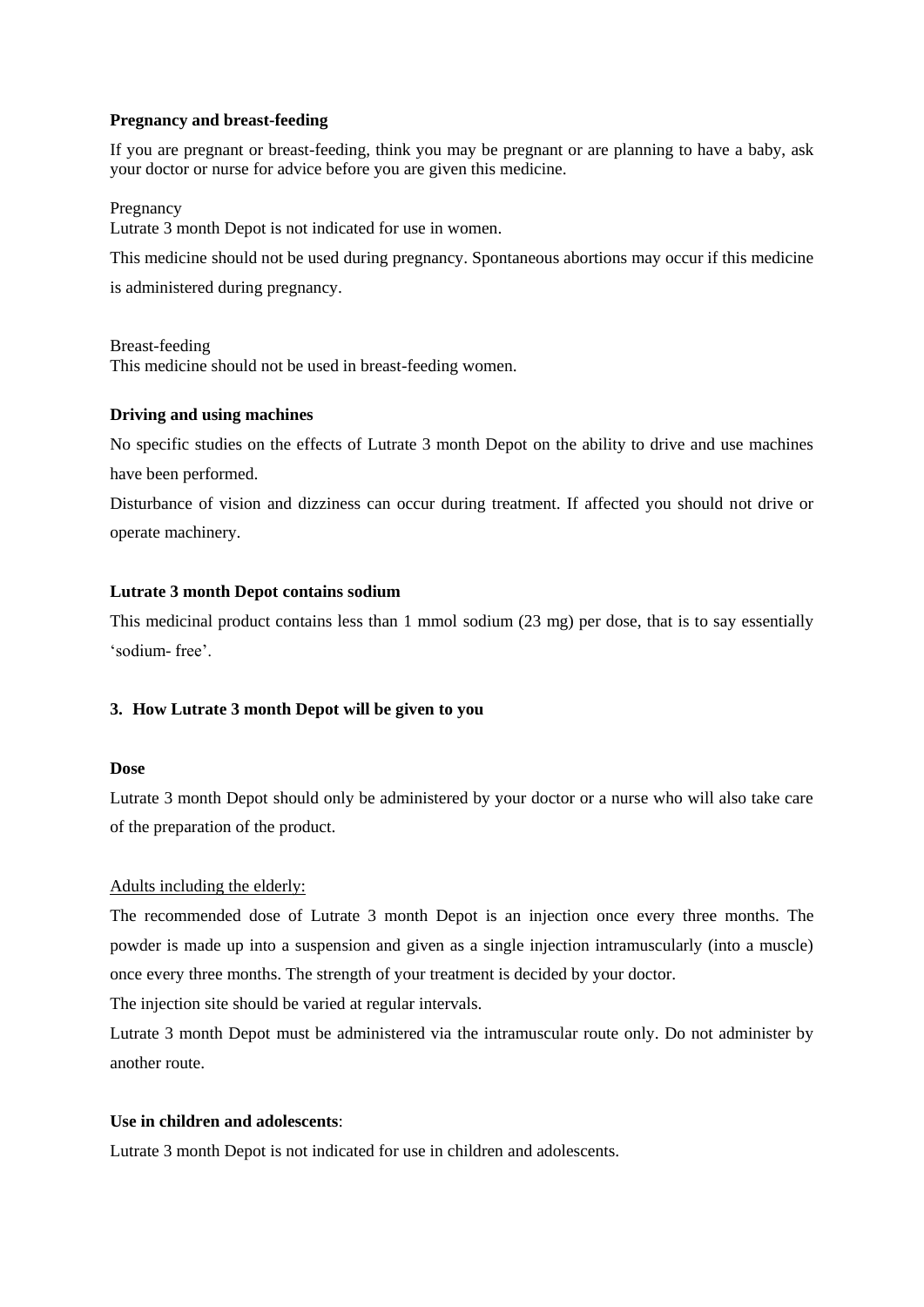**Pregnancy and breast-feeding**

If you are pregnant or breast-feeding, think you may be pregnant or are planning to have a baby, ask your doctor or nurse for advice before you are given this medicine.

Pregnancy

Lutrate 3 month Depot is not indicated for use in women.

This medicine should not be used during pregnancy. Spontaneous abortions may occur if this medicine is administered during pregnancy.

Breast-feeding

This medicine should not be used in breast-feeding women.

**Driving and using machines**

No specific studies on the effects of Lutrate 3 month Depot on the ability to drive and use machines have been performed.

Disturbance of vision and dizziness can occur during treatment. If affected you should not drive or operate machinery.

**Lutrate 3 month Depot contains sodium**

This medicinal product contains less than 1 mmol sodium (23 mg) per dose, that is to say essentially 'sodium- free'.

**3. How Lutrate 3 month Depot will be given to you**

**Dose**

Lutrate 3 month Depot should only be administered by your doctor or a nurse who will also take care of the preparation of the product.

Adults including the elderly:

The recommended dose of Lutrate 3 month Depot is an injection once every three months. The powder is made up into a suspension and given as a single injection intramuscularly (into a muscle) once every three months. The strength of your treatment is decided by your doctor.

The injection site should be varied at regular intervals.

Lutrate 3 month Depot must be administered via the intramuscular route only. Do not administer by another route.

**Use in children and adolescents**:

Lutrate 3 month Depot is not indicated for use in children and adolescents.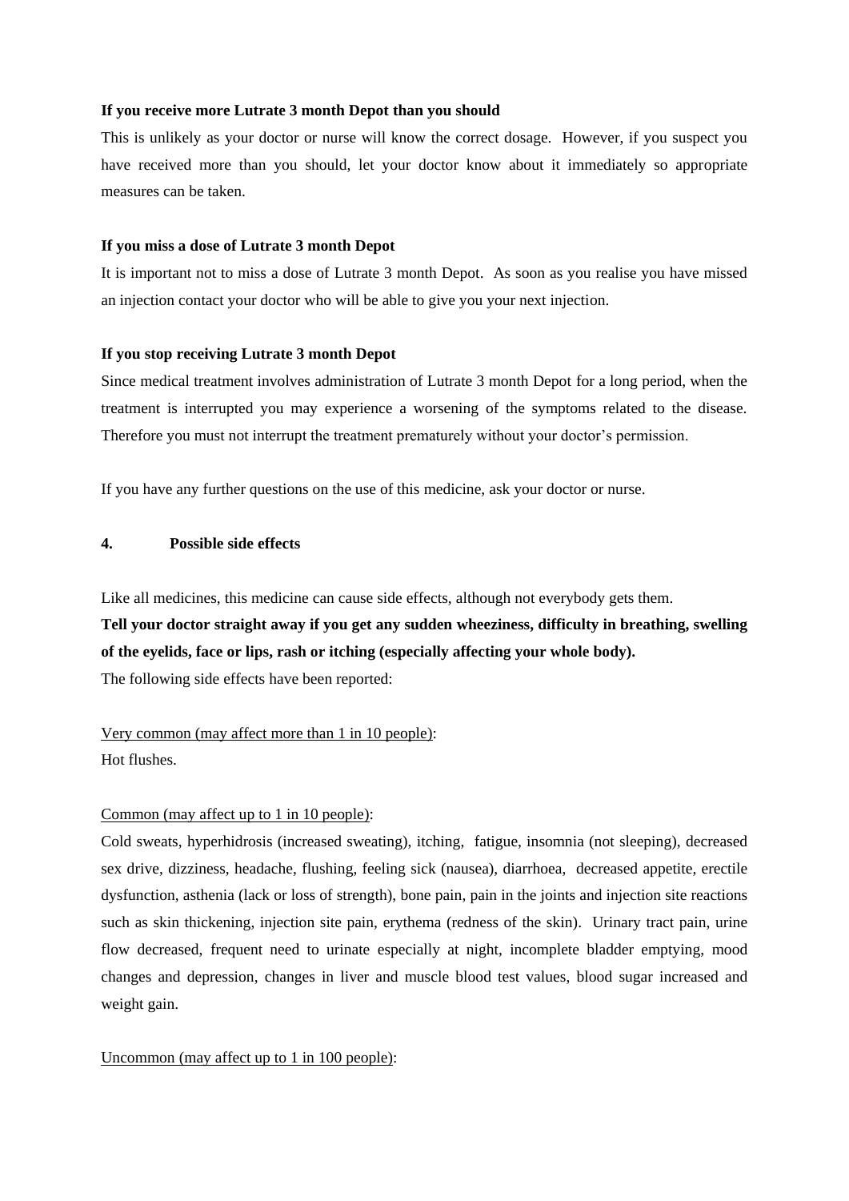**If you receive more Lutrate 3 month Depot than you should**

This is unlikely as your doctor or nurse will know the correct dosage. However, if you suspect you have received more than you should, let your doctor know about it immediately so appropriate measures can be taken.

**If you miss a dose of Lutrate 3 month Depot**

It is important not to miss a dose of Lutrate 3 month Depot. As soon as you realise you have missed an injection contact your doctor who will be able to give you your next injection.

**If you stop receiving Lutrate 3 month Depot**

Since medical treatment involves administration of Lutrate 3 month Depot for a long period, when the treatment is interrupted you may experience a worsening of the symptoms related to the disease. Therefore you must not interrupt the treatment prematurely without your doctor's permission.

If you have any further questions on the use of this medicine, ask your doctor or nurse.

## 4. Possible side effects

Like all medicines, this medicine can cause side effects, although not everybody gets them.

**Tell your doctor straight away if you get any sudden wheeziness, difficulty in breathing, swelling of the eyelids, face or lips, rash or itching (especially affecting your whole body).**

The following side effects have been reported:

Very common (may affect more than 1 in 10 people):

Hot flushes.

Common (may affect up to 1 in 10 people):

Cold sweats, hyperhidrosis (increased sweating), itching, fatigue, insomnia (not sleeping), decreased sex drive, dizziness, headache, flushing, feeling sick (nausea), diarrhoea, decreased appetite, erectile dysfunction, asthenia (lack or loss of strength), bone pain, pain in the joints and injection site reactions such as skin thickening, injection site pain, erythema (redness of the skin). Urinary tract pain, urine flow decreased, frequent need to urinate especially at night, incomplete bladder emptying, mood changes and depression, changes in liver and muscle blood test values, blood sugar increased and weight gain.

Uncommon (may affect up to 1 in 100 people):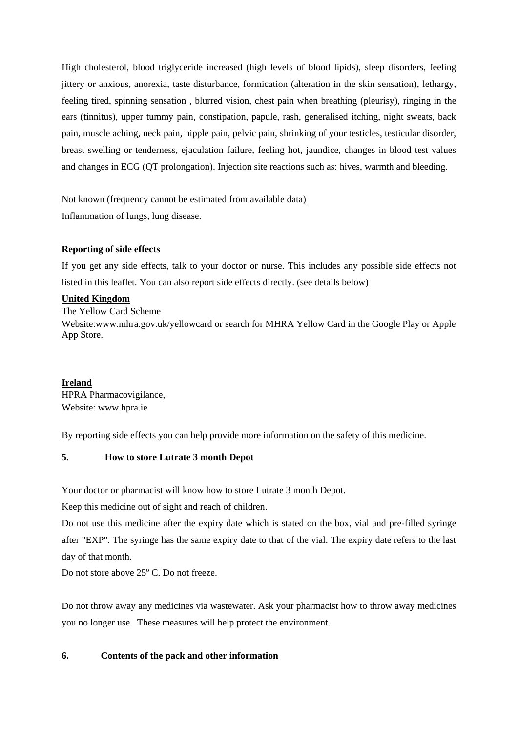High cholesterol, blood triglyceride increased (high levels of blood lipids), sleep disorders, feeling jittery or anxious, anorexia, taste disturbance, formication (alteration in the skin sensation), lethargy, feeling tired, spinning sensation , blurred vision, chest pain when breathing (pleurisy), ringing in the ears (tinnitus), upper tummy pain, constipation, papule, rash, generalised itching, night sweats, back pain, muscle aching, neck pain, nipple pain, pelvic pain, shrinking of your testicles, testicular disorder, breast swelling or tenderness, ejaculation failure, feeling hot, jaundice, changes in blood test values and changes in ECG (QT prolongation). Injection site reactions such as: hives, warmth and bleeding.

Not known (frequency cannot be estimated from available data)

Inflammation of lungs, lung disease.

**Reporting of side effects**

If you get any side effects, talk to your doctor or nurse. This includes any possible side effects not listed in this leaflet. You can also report side effects directly. (see details below)

**United Kingdom**

The Yellow Card Scheme

Website:www.mhra.gov.uk/yellowcard or search for MHRA Yellow Card in the Google Play or Apple App Store.

**Ireland**

HPRA Pharmacovigilance,

Website: www.hpra.ie

By reporting side effects you can help provide more information on the safety of this medicine.

## 5. How to store Lutrate 3 month Depot

Your doctor or pharmacist will know how to store Lutrate 3 month Depot.

Keep this medicine out of sight and reach of children.

Do not use this medicine after the expiry date which is stated on the box, vial and pre-filled syringe after "EXP". The syringe has the same expiry date to that of the vial. The expiry date refers to the last day of that month.

Do not store above 25° C. Do not freeze.

Do not throw away any medicines via wastewater. Ask your pharmacist how to throw away medicines you no longer use. These measures will help protect the environment.

## 6. Contents of the pack and other information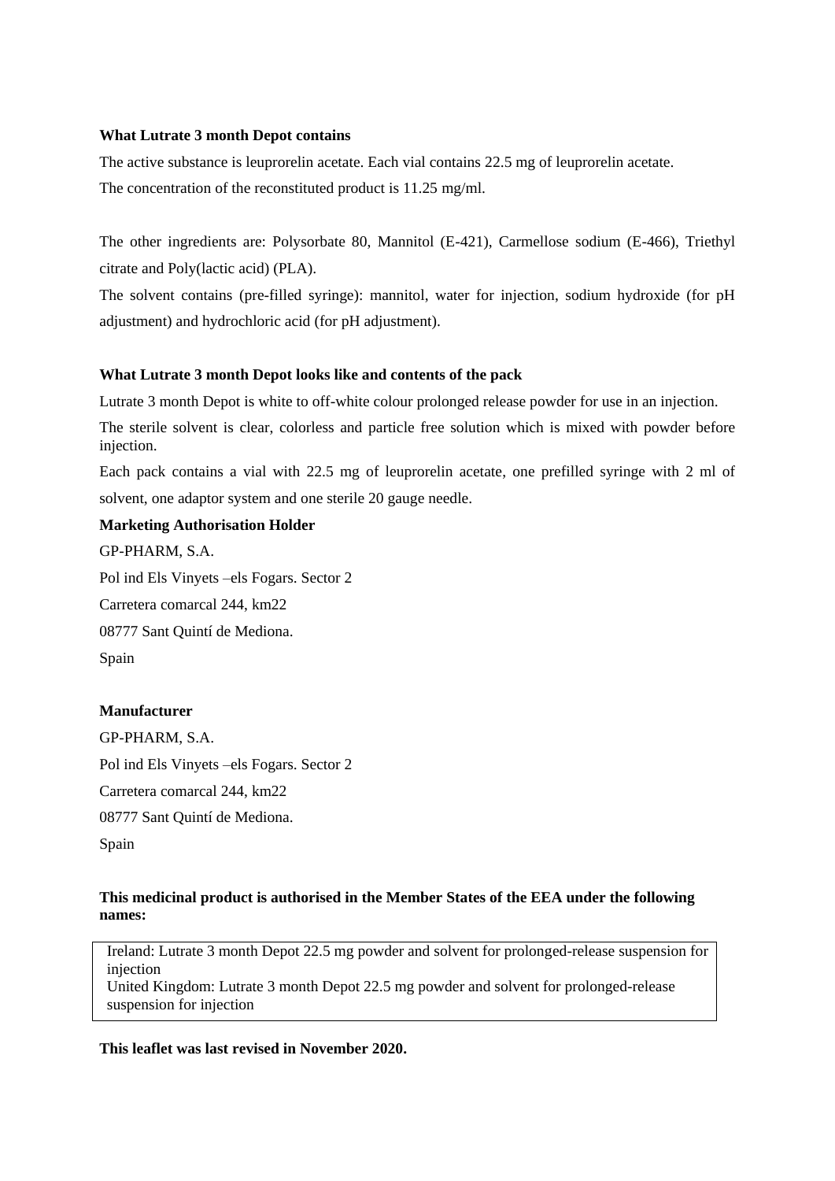**What Lutrate 3 month Depot contains**

The active substance is leuprorelin acetate. Each vial contains 22.5 mg of leuprorelin acetate.

The concentration of the reconstituted product is 11.25 mg/ml.

The other ingredients are: Polysorbate 80, Mannitol (E-421), Carmellose sodium (E-466), Triethyl citrate and Poly(lactic acid) (PLA).

The solvent contains (pre-filled syringe): mannitol, water for injection, sodium hydroxide (for pH adjustment) and hydrochloric acid (for pH adjustment).

**What Lutrate 3 month Depot looks like and contents of the pack**

Lutrate 3 month Depot is white to off-white colour prolonged release powder for use in an injection.

The sterile solvent is clear, colorless and particle free solution which is mixed with powder before injection.

Each pack contains a vial with 22.5 mg of leuprorelin acetate, one prefilled syringe with 2 ml of solvent, one adaptor system and one sterile 20 gauge needle.

**Marketing Authorisation Holder**

GP-PHARM, S.A.

Pol ind Els Vinyets –els Fogars. Sector 2

Carretera comarcal 244, km22

08777 Sant Quintí de Mediona.

Spain

**Manufacturer**

GP-PHARM, S.A.

Pol ind Els Vinyets –els Fogars. Sector 2

Carretera comarcal 244, km22

08777 Sant Quintí de Mediona.

Spain

**This medicinal product is authorised in the Member States of the EEA under the following names:**

Ireland: Lutrate 3 month Depot 22.5 mg powder and solvent for prolonged-release suspension for injection
United Kingdom: Lutrate 3 month Depot 22.5 mg powder and solvent for prolonged-release suspension for injection

**This leaflet was last revised in November 2020.**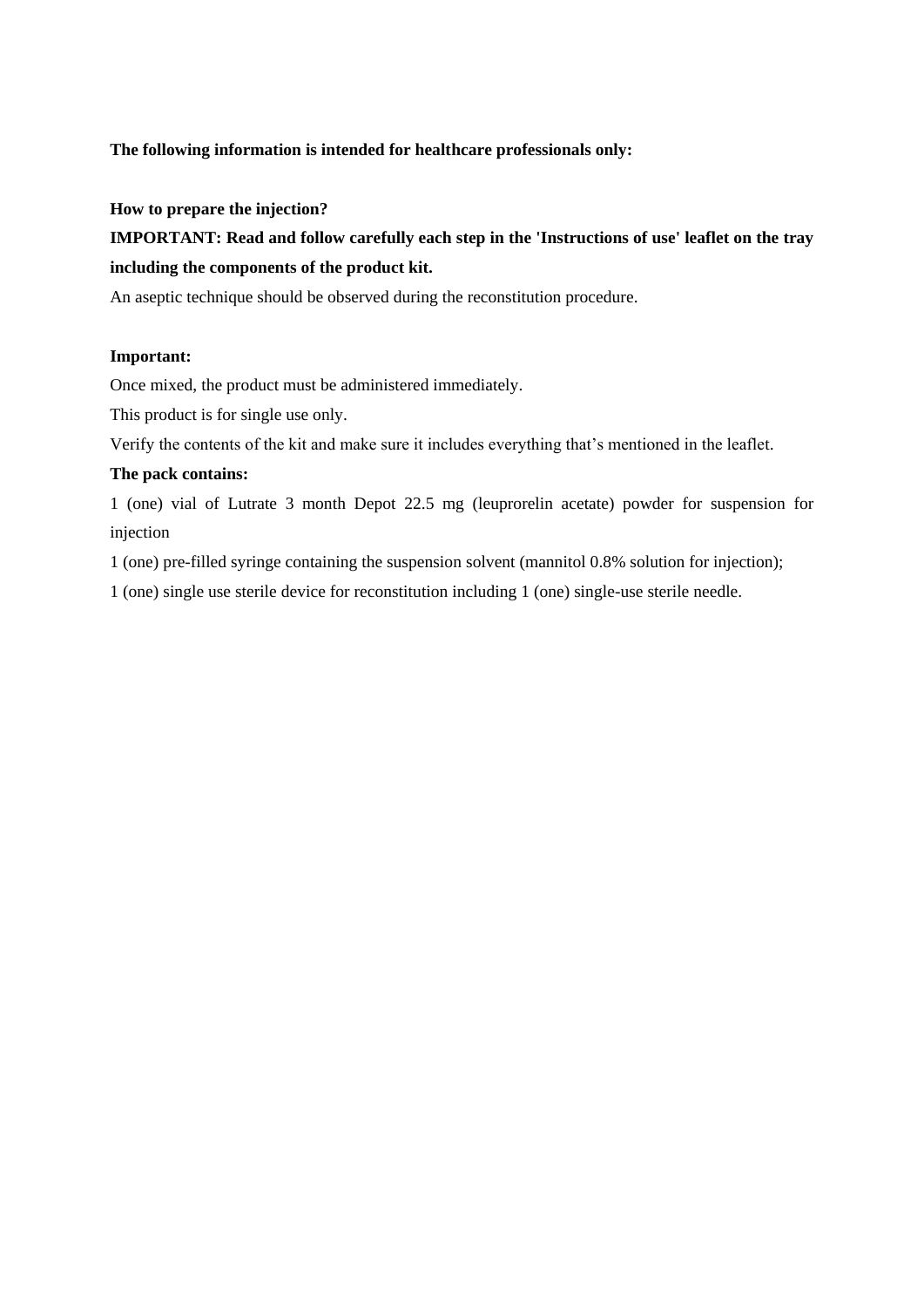**The following information is intended for healthcare professionals only:**

**How to prepare the injection?**

**IMPORTANT: Read and follow carefully each step in the 'Instructions of use' leaflet on the tray including the components of the product kit.**

An aseptic technique should be observed during the reconstitution procedure.

**Important:**

Once mixed, the product must be administered immediately.

This product is for single use only.

Verify the contents of the kit and make sure it includes everything that's mentioned in the leaflet.

**The pack contains:**

1 (one) vial of Lutrate 3 month Depot 22.5 mg (leuprorelin acetate) powder for suspension for injection

1 (one) pre-filled syringe containing the suspension solvent (mannitol 0.8% solution for injection);

1 (one) single use sterile device for reconstitution including 1 (one) single-use sterile needle.